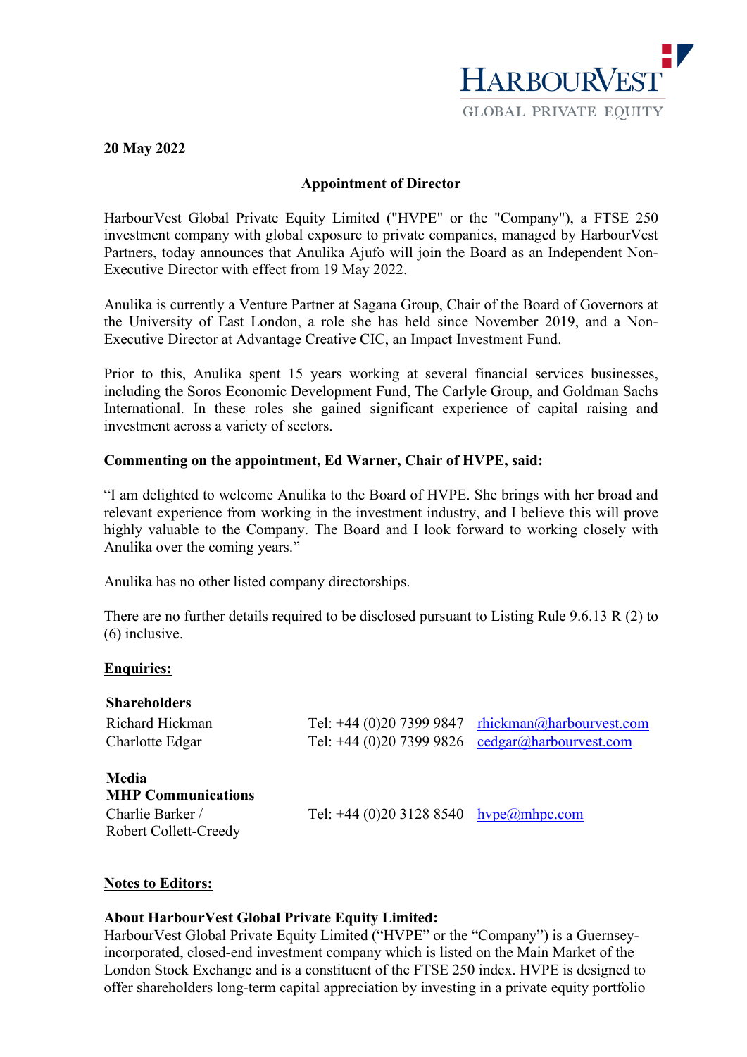HARBOURVEST
GLOBAL PRIVATE EQUITY

**20 May 2022**

**Appointment of Director**

HarbourVest Global Private Equity Limited ("HVPE" or the "Company"), a FTSE 250 investment company with global exposure to private companies, managed by HarbourVest Partners, today announces that Anulika Ajufo will join the Board as an Independent Non-Executive Director with effect from 19 May 2022.

Anulika is currently a Venture Partner at Sagana Group, Chair of the Board of Governors at the University of East London, a role she has held since November 2019, and a Non-Executive Director at Advantage Creative CIC, an Impact Investment Fund.

Prior to this, Anulika spent 15 years working at several financial services businesses, including the Soros Economic Development Fund, The Carlyle Group, and Goldman Sachs International. In these roles she gained significant experience of capital raising and investment across a variety of sectors.

**Commenting on the appointment, Ed Warner, Chair of HVPE, said:**

"I am delighted to welcome Anulika to the Board of HVPE. She brings with her broad and relevant experience from working in the investment industry, and I believe this will prove highly valuable to the Company. The Board and I look forward to working closely with Anulika over the coming years."

Anulika has no other listed company directorships.

There are no further details required to be disclosed pursuant to Listing Rule 9.6.13 R (2) to (6) inclusive.

**Enquiries:**

**Shareholders**

| | | |
|---|---|---|
| Richard Hickman | Tel: +44 (0)20 7399 9847 | rhickman@harbourvest.com |
| Charlotte Edgar | Tel: +44 (0)20 7399 9826 | cedgar@harbourvest.com |

**Media**
**MHP Communications**

| | | |
|---|---|---|
| Charlie Barker / Robert Collett-Creedy | Tel: +44 (0)20 3128 8540 | hvpe@mhpc.com |

**Notes to Editors:**

**About HarbourVest Global Private Equity Limited:**
HarbourVest Global Private Equity Limited ("HVPE" or the "Company") is a Guernsey-incorporated, closed-end investment company which is listed on the Main Market of the London Stock Exchange and is a constituent of the FTSE 250 index. HVPE is designed to offer shareholders long-term capital appreciation by investing in a private equity portfolio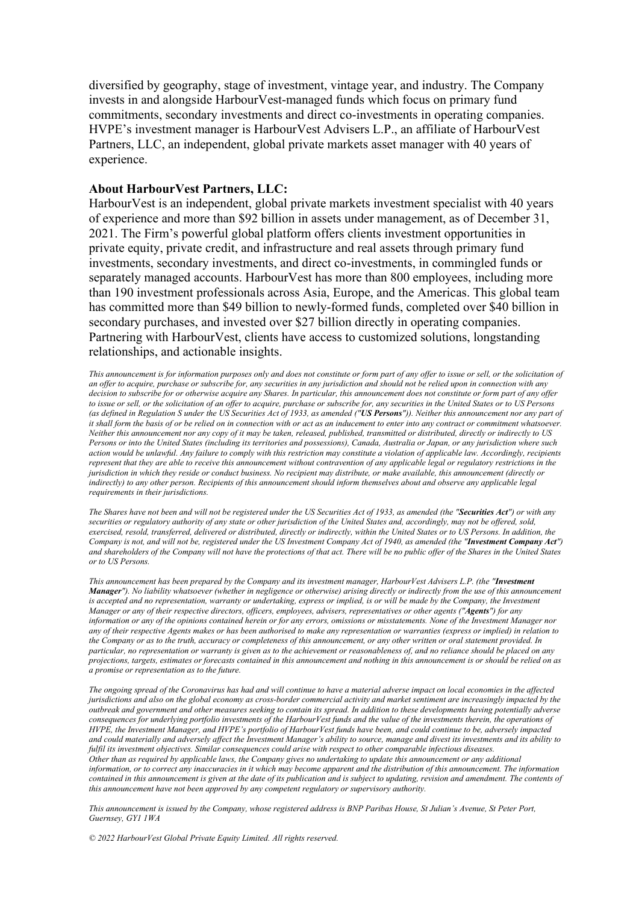diversified by geography, stage of investment, vintage year, and industry. The Company invests in and alongside HarbourVest-managed funds which focus on primary fund commitments, secondary investments and direct co-investments in operating companies. HVPE's investment manager is HarbourVest Advisers L.P., an affiliate of HarbourVest Partners, LLC, an independent, global private markets asset manager with 40 years of experience.

**About HarbourVest Partners, LLC:**

HarbourVest is an independent, global private markets investment specialist with 40 years of experience and more than $92 billion in assets under management, as of December 31, 2021. The Firm's powerful global platform offers clients investment opportunities in private equity, private credit, and infrastructure and real assets through primary fund investments, secondary investments, and direct co-investments, in commingled funds or separately managed accounts. HarbourVest has more than 800 employees, including more than 190 investment professionals across Asia, Europe, and the Americas. This global team has committed more than $49 billion to newly-formed funds, completed over $40 billion in secondary purchases, and invested over $27 billion directly in operating companies. Partnering with HarbourVest, clients have access to customized solutions, longstanding relationships, and actionable insights.

*This announcement is for information purposes only and does not constitute or form part of any offer to issue or sell, or the solicitation of an offer to acquire, purchase or subscribe for, any securities in any jurisdiction and should not be relied upon in connection with any decision to subscribe for or otherwise acquire any Shares. In particular, this announcement does not constitute or form part of any offer to issue or sell, or the solicitation of an offer to acquire, purchase or subscribe for, any securities in the United States or to US Persons (as defined in Regulation S under the US Securities Act of 1933, as amended ("**US Persons**")). Neither this announcement nor any part of it shall form the basis of or be relied on in connection with or act as an inducement to enter into any contract or commitment whatsoever. Neither this announcement nor any copy of it may be taken, released, published, transmitted or distributed, directly or indirectly to US Persons or into the United States (including its territories and possessions), Canada, Australia or Japan, or any jurisdiction where such action would be unlawful. Any failure to comply with this restriction may constitute a violation of applicable law. Accordingly, recipients represent that they are able to receive this announcement without contravention of any applicable legal or regulatory restrictions in the jurisdiction in which they reside or conduct business. No recipient may distribute, or make available, this announcement (directly or indirectly) to any other person. Recipients of this announcement should inform themselves about and observe any applicable legal requirements in their jurisdictions.*

*The Shares have not been and will not be registered under the US Securities Act of 1933, as amended (the "**Securities Act**") or with any securities or regulatory authority of any state or other jurisdiction of the United States and, accordingly, may not be offered, sold, exercised, resold, transferred, delivered or distributed, directly or indirectly, within the United States or to US Persons. In addition, the Company is not, and will not be, registered under the US Investment Company Act of 1940, as amended (the "**Investment Company Act**") and shareholders of the Company will not have the protections of that act. There will be no public offer of the Shares in the United States or to US Persons.*

*This announcement has been prepared by the Company and its investment manager, HarbourVest Advisers L.P. (the "**Investment Manager**"). No liability whatsoever (whether in negligence or otherwise) arising directly or indirectly from the use of this announcement is accepted and no representation, warranty or undertaking, express or implied, is or will be made by the Company, the Investment Manager or any of their respective directors, officers, employees, advisers, representatives or other agents ("**Agents**") for any information or any of the opinions contained herein or for any errors, omissions or misstatements. None of the Investment Manager nor any of their respective Agents makes or has been authorised to make any representation or warranties (express or implied) in relation to the Company or as to the truth, accuracy or completeness of this announcement, or any other written or oral statement provided. In particular, no representation or warranty is given as to the achievement or reasonableness of, and no reliance should be placed on any projections, targets, estimates or forecasts contained in this announcement and nothing in this announcement is or should be relied on as a promise or representation as to the future.*

*The ongoing spread of the Coronavirus has had and will continue to have a material adverse impact on local economies in the affected jurisdictions and also on the global economy as cross-border commercial activity and market sentiment are increasingly impacted by the outbreak and government and other measures seeking to contain its spread. In addition to these developments having potentially adverse consequences for underlying portfolio investments of the HarbourVest funds and the value of the investments therein, the operations of HVPE, the Investment Manager, and HVPE's portfolio of HarbourVest funds have been, and could continue to be, adversely impacted and could materially and adversely affect the Investment Manager's ability to source, manage and divest its investments and its ability to fulfil its investment objectives. Similar consequences could arise with respect to other comparable infectious diseases.*
*Other than as required by applicable laws, the Company gives no undertaking to update this announcement or any additional information, or to correct any inaccuracies in it which may become apparent and the distribution of this announcement. The information contained in this announcement is given at the date of its publication and is subject to updating, revision and amendment. The contents of this announcement have not been approved by any competent regulatory or supervisory authority.*

*This announcement is issued by the Company, whose registered address is BNP Paribas House, St Julian's Avenue, St Peter Port, Guernsey, GY1 1WA*

*© 2022 HarbourVest Global Private Equity Limited. All rights reserved.*